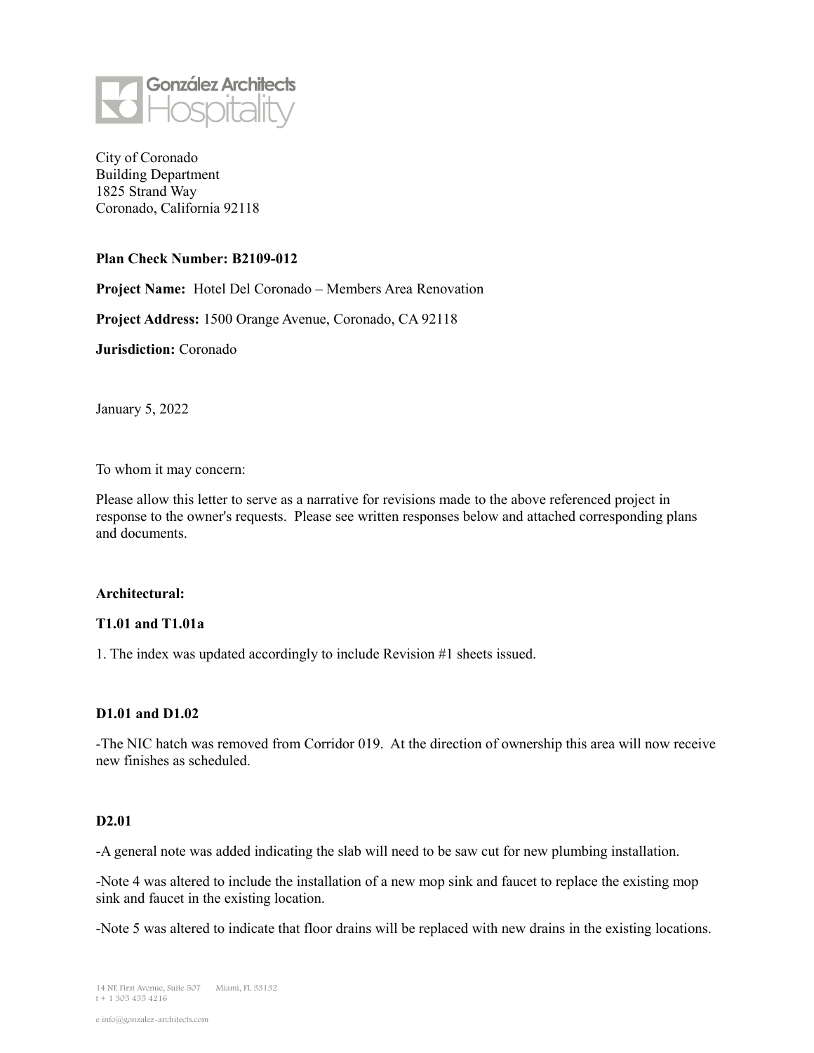González Architects Hospitality

City of Coronado
Building Department
1825 Strand Way
Coronado, California 92118

**Plan Check Number: B2109-012**

**Project Name:** Hotel Del Coronado – Members Area Renovation

**Project Address:** 1500 Orange Avenue, Coronado, CA 92118

**Jurisdiction:** Coronado

January 5, 2022

To whom it may concern:

Please allow this letter to serve as a narrative for revisions made to the above referenced project in response to the owner's requests. Please see written responses below and attached corresponding plans and documents.

**Architectural:**

**T1.01 and T1.01a**

1. The index was updated accordingly to include Revision #1 sheets issued.

**D1.01 and D1.02**

-The NIC hatch was removed from Corridor 019. At the direction of ownership this area will now receive new finishes as scheduled.

**D2.01**

-A general note was added indicating the slab will need to be saw cut for new plumbing installation.

-Note 4 was altered to include the installation of a new mop sink and faucet to replace the existing mop sink and faucet in the existing location.

-Note 5 was altered to indicate that floor drains will be replaced with new drains in the existing locations.

14 NE First Avenue, Suite 507 Miami, FL 33132
t + 1 305 455 4216

e info@gonzalez-architects.com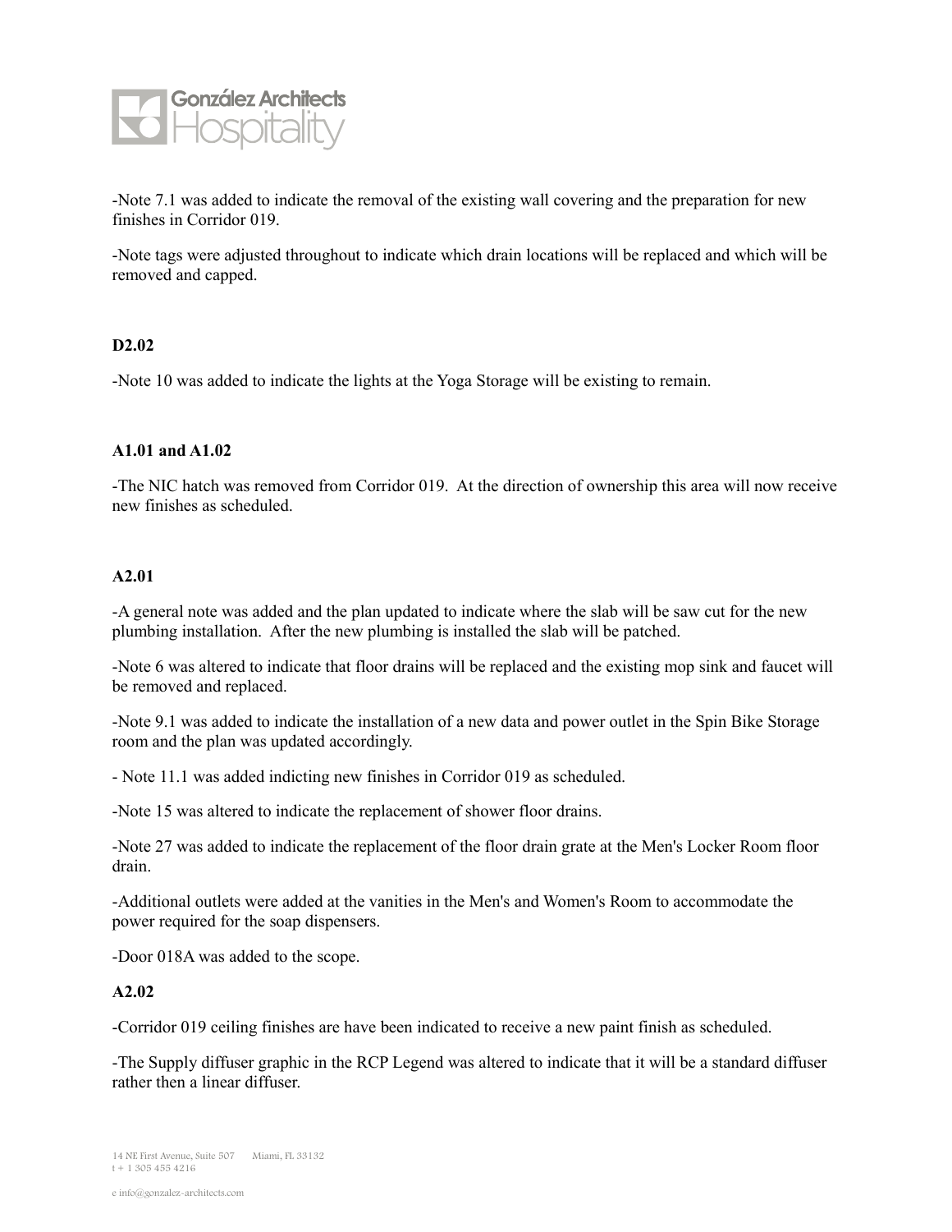-Note 7.1 was added to indicate the removal of the existing wall covering and the preparation for new finishes in Corridor 019.

-Note tags were adjusted throughout to indicate which drain locations will be replaced and which will be removed and capped.

**D2.02**

-Note 10 was added to indicate the lights at the Yoga Storage will be existing to remain.

**A1.01 and A1.02**

-The NIC hatch was removed from Corridor 019. At the direction of ownership this area will now receive new finishes as scheduled.

**A2.01**

-A general note was added and the plan updated to indicate where the slab will be saw cut for the new plumbing installation. After the new plumbing is installed the slab will be patched.

-Note 6 was altered to indicate that floor drains will be replaced and the existing mop sink and faucet will be removed and replaced.

-Note 9.1 was added to indicate the installation of a new data and power outlet in the Spin Bike Storage room and the plan was updated accordingly.

- Note 11.1 was added indicting new finishes in Corridor 019 as scheduled.

-Note 15 was altered to indicate the replacement of shower floor drains.

-Note 27 was added to indicate the replacement of the floor drain grate at the Men's Locker Room floor drain.

-Additional outlets were added at the vanities in the Men's and Women's Room to accommodate the power required for the soap dispensers.

-Door 018A was added to the scope.

**A2.02**

-Corridor 019 ceiling finishes are have been indicated to receive a new paint finish as scheduled.

-The Supply diffuser graphic in the RCP Legend was altered to indicate that it will be a standard diffuser rather then a linear diffuser.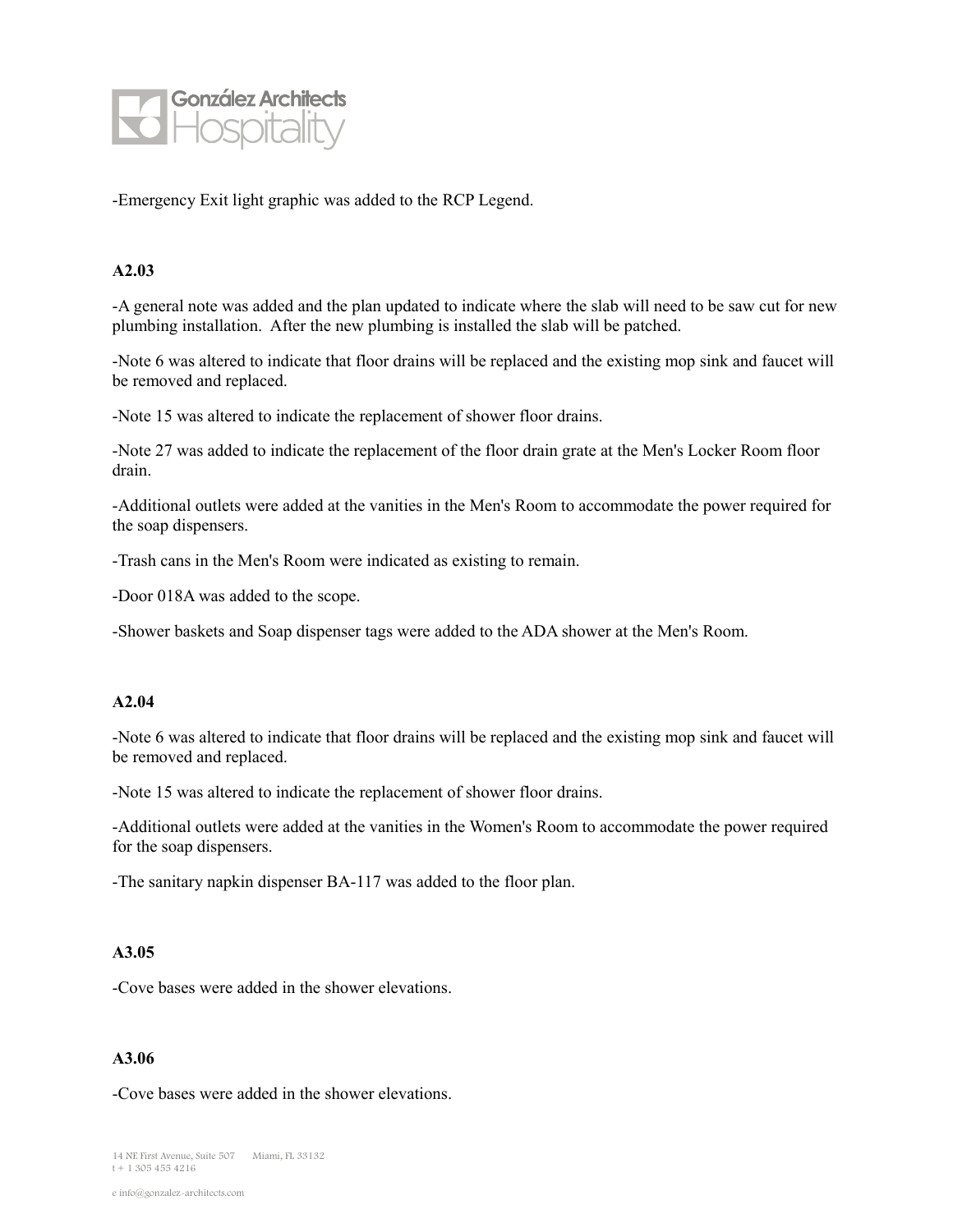-Emergency Exit light graphic was added to the RCP Legend.

**A2.03**

-A general note was added and the plan updated to indicate where the slab will need to be saw cut for new plumbing installation. After the new plumbing is installed the slab will be patched.

-Note 6 was altered to indicate that floor drains will be replaced and the existing mop sink and faucet will be removed and replaced.

-Note 15 was altered to indicate the replacement of shower floor drains.

-Note 27 was added to indicate the replacement of the floor drain grate at the Men's Locker Room floor drain.

-Additional outlets were added at the vanities in the Men's Room to accommodate the power required for the soap dispensers.

-Trash cans in the Men's Room were indicated as existing to remain.

-Door 018A was added to the scope.

-Shower baskets and Soap dispenser tags were added to the ADA shower at the Men's Room.

**A2.04**

-Note 6 was altered to indicate that floor drains will be replaced and the existing mop sink and faucet will be removed and replaced.

-Note 15 was altered to indicate the replacement of shower floor drains.

-Additional outlets were added at the vanities in the Women's Room to accommodate the power required for the soap dispensers.

-The sanitary napkin dispenser BA-117 was added to the floor plan.

**A3.05**

-Cove bases were added in the shower elevations.

**A3.06**

-Cove bases were added in the shower elevations.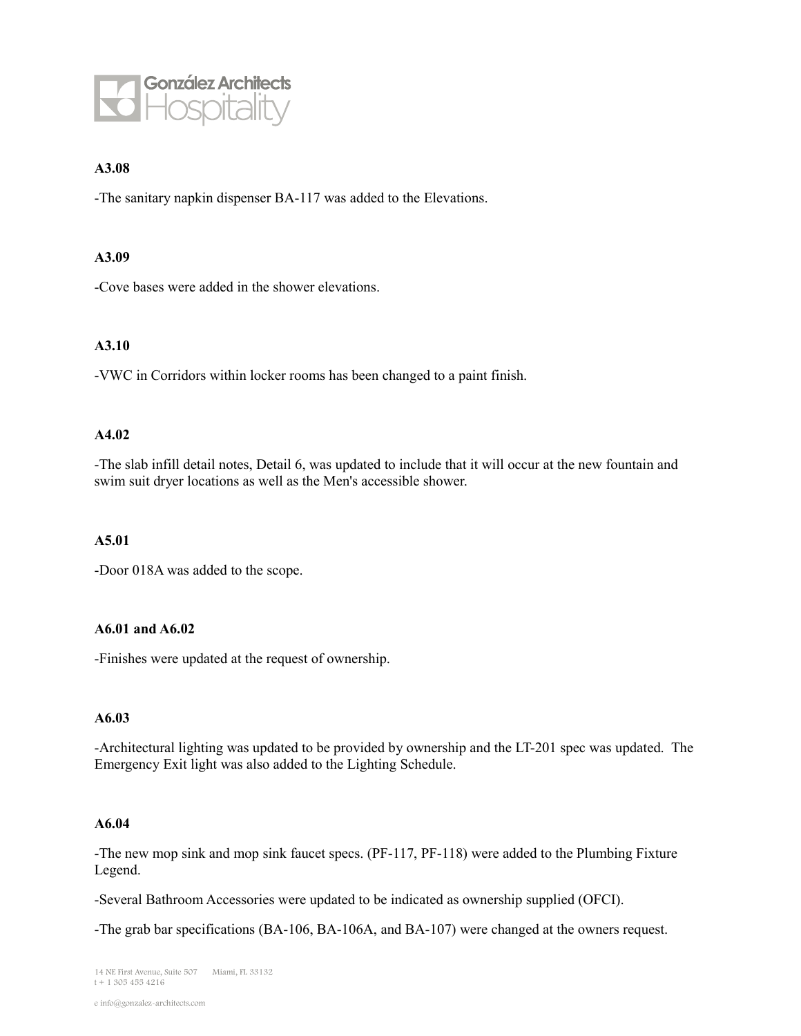**A3.08**

-The sanitary napkin dispenser BA-117 was added to the Elevations.

**A3.09**

-Cove bases were added in the shower elevations.

**A3.10**

-VWC in Corridors within locker rooms has been changed to a paint finish.

**A4.02**

-The slab infill detail notes, Detail 6, was updated to include that it will occur at the new fountain and swim suit dryer locations as well as the Men's accessible shower.

**A5.01**

-Door 018A was added to the scope.

**A6.01 and A6.02**

-Finishes were updated at the request of ownership.

**A6.03**

-Architectural lighting was updated to be provided by ownership and the LT-201 spec was updated. The Emergency Exit light was also added to the Lighting Schedule.

**A6.04**

-The new mop sink and mop sink faucet specs. (PF-117, PF-118) were added to the Plumbing Fixture Legend.

-Several Bathroom Accessories were updated to be indicated as ownership supplied (OFCI).

-The grab bar specifications (BA-106, BA-106A, and BA-107) were changed at the owners request.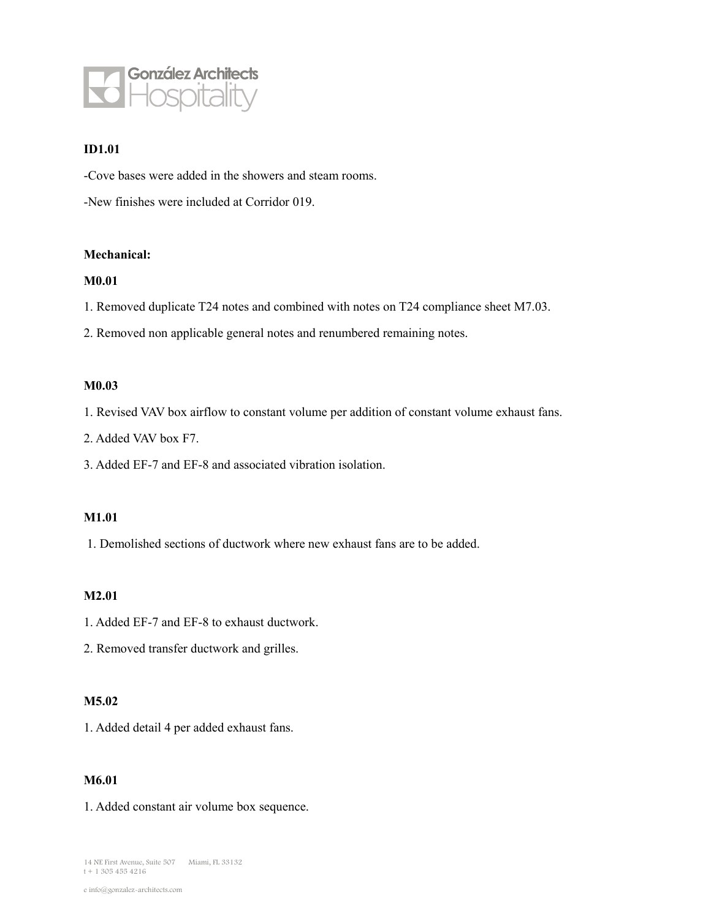**ID1.01**

-Cove bases were added in the showers and steam rooms.

-New finishes were included at Corridor 019.

**Mechanical:**

**M0.01**

1. Removed duplicate T24 notes and combined with notes on T24 compliance sheet M7.03.
2. Removed non applicable general notes and renumbered remaining notes.

**M0.03**

1. Revised VAV box airflow to constant volume per addition of constant volume exhaust fans.
2. Added VAV box F7.
3. Added EF-7 and EF-8 and associated vibration isolation.

**M1.01**

1. Demolished sections of ductwork where new exhaust fans are to be added.

**M2.01**

1. Added EF-7 and EF-8 to exhaust ductwork.
2. Removed transfer ductwork and grilles.

**M5.02**

1. Added detail 4 per added exhaust fans.

**M6.01**

1. Added constant air volume box sequence.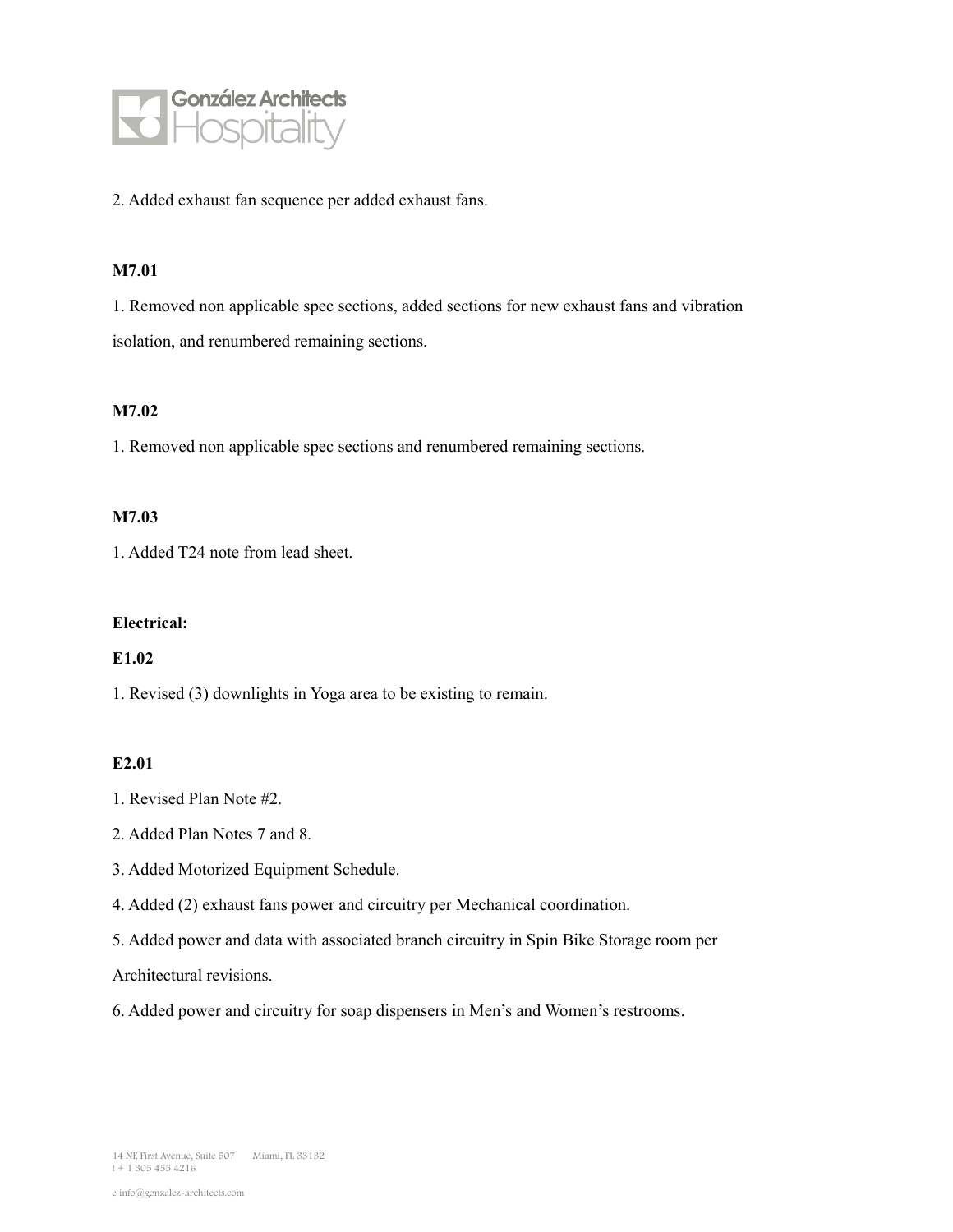2. Added exhaust fan sequence per added exhaust fans.

**M7.01**

1. Removed non applicable spec sections, added sections for new exhaust fans and vibration isolation, and renumbered remaining sections.

**M7.02**

1. Removed non applicable spec sections and renumbered remaining sections.

**M7.03**

1. Added T24 note from lead sheet.

**Electrical:**

**E1.02**

1. Revised (3) downlights in Yoga area to be existing to remain.

**E2.01**

1. Revised Plan Note #2.
2. Added Plan Notes 7 and 8.
3. Added Motorized Equipment Schedule.
4. Added (2) exhaust fans power and circuitry per Mechanical coordination.
5. Added power and data with associated branch circuitry in Spin Bike Storage room per Architectural revisions.
6. Added power and circuitry for soap dispensers in Men's and Women's restrooms.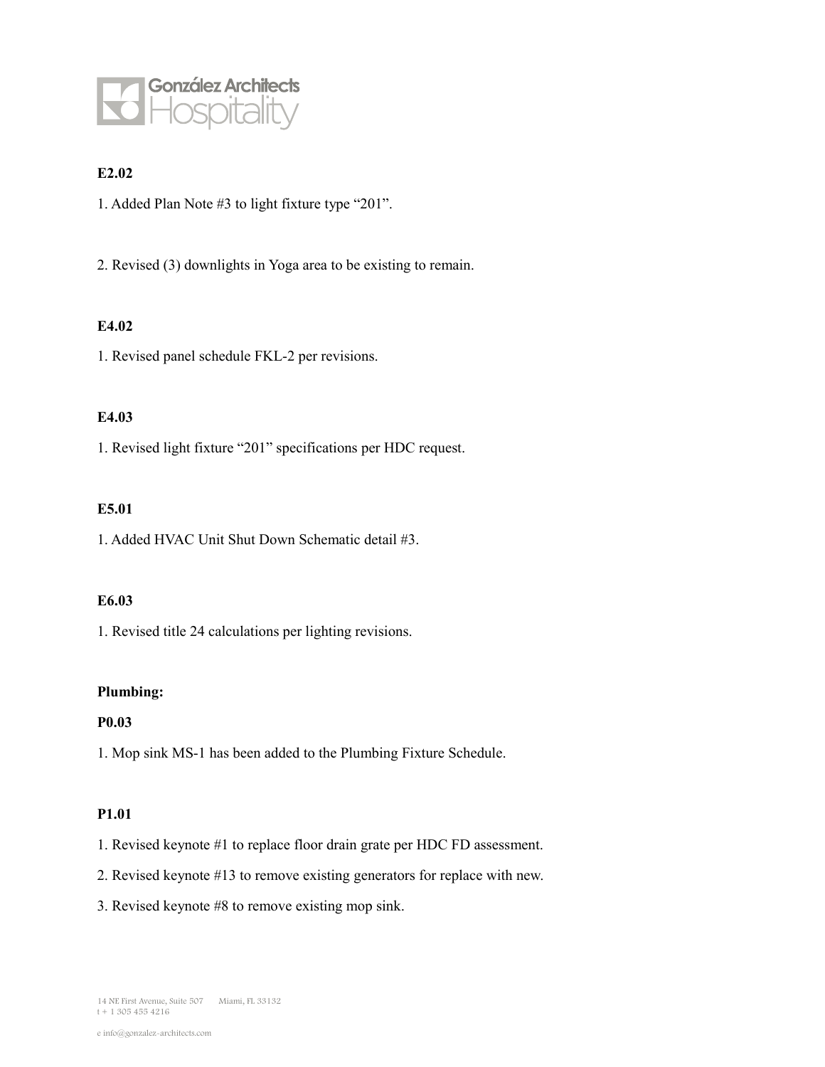**E2.02**

1. Added Plan Note #3 to light fixture type “201”.

2. Revised (3) downlights in Yoga area to be existing to remain.

**E4.02**

1. Revised panel schedule FKL-2 per revisions.

**E4.03**

1. Revised light fixture “201” specifications per HDC request.

**E5.01**

1. Added HVAC Unit Shut Down Schematic detail #3.

**E6.03**

1. Revised title 24 calculations per lighting revisions.

**Plumbing:**

**P0.03**

1. Mop sink MS-1 has been added to the Plumbing Fixture Schedule.

**P1.01**

1. Revised keynote #1 to replace floor drain grate per HDC FD assessment.
2. Revised keynote #13 to remove existing generators for replace with new.
3. Revised keynote #8 to remove existing mop sink.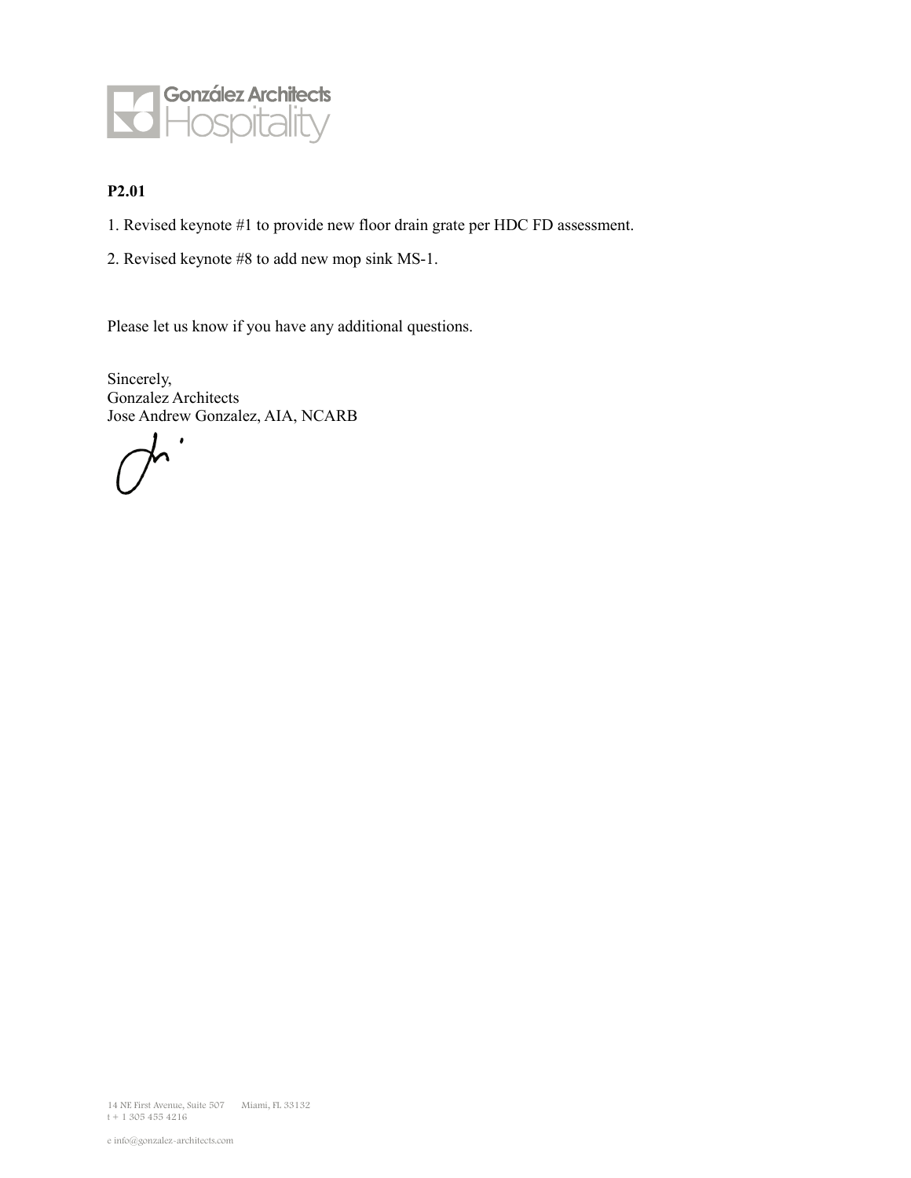**P2.01**

1. Revised keynote #1 to provide new floor drain grate per HDC FD assessment.

2. Revised keynote #8 to add new mop sink MS-1.

Please let us know if you have any additional questions.

Sincerely,
Gonzalez Architects
Jose Andrew Gonzalez, AIA, NCARB